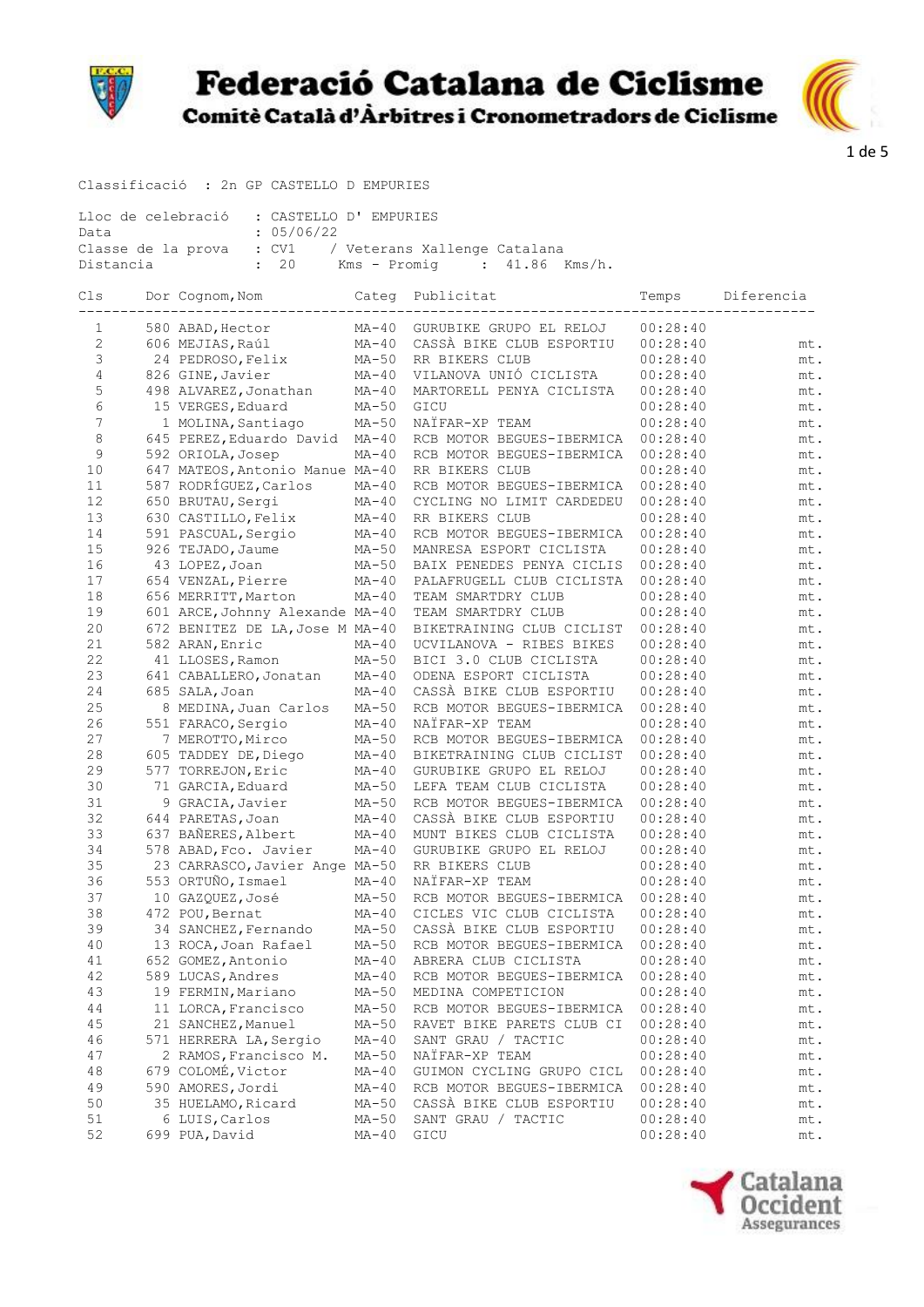# Federació Catalana de Ciclisme

## Comitè Català d'Àrbitres i Cronometradors de Ciclisme

Classificació : 2n GP CASTELLO D EMPURIES

Lloc de celebració : CASTELLO D' EMPURIES
Data : 05/06/22
Classe de la prova : CV1 / Veterans Xallenge Catalana
Distancia : 20 Kms - Promig : 41.86 Kms/h.

| Cls | Dor | Cognom,Nom | Categ | Publicitat | Temps | Diferencia |
|---|---|---|---|---|---|---|
| 1 | 580 | ABAD,Hector | MA-40 | GURUBIKE GRUPO EL RELOJ | 00:28:40 | |
| 2 | 606 | MEJIAS,Raúl | MA-40 | CASSÀ BIKE CLUB ESPORTIU | 00:28:40 | mt. |
| 3 | 24 | PEDROSO,Felix | MA-50 | RR BIKERS CLUB | 00:28:40 | mt. |
| 4 | 826 | GINE,Javier | MA-40 | VILANOVA UNIÓ CICLISTA | 00:28:40 | mt. |
| 5 | 498 | ALVAREZ,Jonathan | MA-40 | MARTORELL PENYA CICLISTA | 00:28:40 | mt. |
| 6 | 15 | VERGES,Eduard | MA-50 | GICU | 00:28:40 | mt. |
| 7 | 1 | MOLINA,Santiago | MA-50 | NAÏFAR-XP TEAM | 00:28:40 | mt. |
| 8 | 645 | PEREZ,Eduardo David | MA-40 | RCB MOTOR BEGUES-IBERMICA | 00:28:40 | mt. |
| 9 | 592 | ORIOLA,Josep | MA-40 | RCB MOTOR BEGUES-IBERMICA | 00:28:40 | mt. |
| 10 | 647 | MATEOS,Antonio Manue | MA-40 | RR BIKERS CLUB | 00:28:40 | mt. |
| 11 | 587 | RODRÍGUEZ,Carlos | MA-40 | RCB MOTOR BEGUES-IBERMICA | 00:28:40 | mt. |
| 12 | 650 | BRUTAU,Sergi | MA-40 | CYCLING NO LIMIT CARDEDEU | 00:28:40 | mt. |
| 13 | 630 | CASTILLO,Felix | MA-40 | RR BIKERS CLUB | 00:28:40 | mt. |
| 14 | 591 | PASCUAL,Sergio | MA-40 | RCB MOTOR BEGUES-IBERMICA | 00:28:40 | mt. |
| 15 | 926 | TEJADO,Jaume | MA-50 | MANRESA ESPORT CICLISTA | 00:28:40 | mt. |
| 16 | 43 | LOPEZ,Joan | MA-50 | BAIX PENEDES PENYA CICLIS | 00:28:40 | mt. |
| 17 | 654 | VENZAL,Pierre | MA-40 | PALAFRUGELL CLUB CICLISTA | 00:28:40 | mt. |
| 18 | 656 | MERRITT,Marton | MA-40 | TEAM SMARTDRY CLUB | 00:28:40 | mt. |
| 19 | 601 | ARCE,Johnny Alexande | MA-40 | TEAM SMARTDRY CLUB | 00:28:40 | mt. |
| 20 | 672 | BENITEZ DE LA,Jose M | MA-40 | BIKETRAINING CLUB CICLIST | 00:28:40 | mt. |
| 21 | 582 | ARAN,Enric | MA-40 | UCVILANOVA - RIBES BIKES | 00:28:40 | mt. |
| 22 | 41 | LLOSES,Ramon | MA-50 | BICI 3.0 CLUB CICLISTA | 00:28:40 | mt. |
| 23 | 641 | CABALLERO,Jonatan | MA-40 | ODENA ESPORT CICLISTA | 00:28:40 | mt. |
| 24 | 685 | SALA,Joan | MA-40 | CASSÀ BIKE CLUB ESPORTIU | 00:28:40 | mt. |
| 25 | 8 | MEDINA,Juan Carlos | MA-50 | RCB MOTOR BEGUES-IBERMICA | 00:28:40 | mt. |
| 26 | 551 | FARACO,Sergio | MA-40 | NAÏFAR-XP TEAM | 00:28:40 | mt. |
| 27 | 7 | MEROTTO,Mirco | MA-50 | RCB MOTOR BEGUES-IBERMICA | 00:28:40 | mt. |
| 28 | 605 | TADDEY DE,Diego | MA-40 | BIKETRAINING CLUB CICLIST | 00:28:40 | mt. |
| 29 | 577 | TORREJON,Eric | MA-40 | GURUBIKE GRUPO EL RELOJ | 00:28:40 | mt. |
| 30 | 71 | GARCIA,Eduard | MA-50 | LEFA TEAM CLUB CICLISTA | 00:28:40 | mt. |
| 31 | 9 | GRACIA,Javier | MA-50 | RCB MOTOR BEGUES-IBERMICA | 00:28:40 | mt. |
| 32 | 644 | PARETAS,Joan | MA-40 | CASSÀ BIKE CLUB ESPORTIU | 00:28:40 | mt. |
| 33 | 637 | BAÑERES,Albert | MA-40 | MUNT BIKES CLUB CICLISTA | 00:28:40 | mt. |
| 34 | 578 | ABAD,Fco. Javier | MA-40 | GURUBIKE GRUPO EL RELOJ | 00:28:40 | mt. |
| 35 | 23 | CARRASCO,Javier Ange | MA-50 | RR BIKERS CLUB | 00:28:40 | mt. |
| 36 | 553 | ORTUÑO,Ismael | MA-40 | NAÏFAR-XP TEAM | 00:28:40 | mt. |
| 37 | 10 | GAZQUEZ,José | MA-50 | RCB MOTOR BEGUES-IBERMICA | 00:28:40 | mt. |
| 38 | 472 | POU,Bernat | MA-40 | CICLES VIC CLUB CICLISTA | 00:28:40 | mt. |
| 39 | 34 | SANCHEZ,Fernando | MA-50 | CASSÀ BIKE CLUB ESPORTIU | 00:28:40 | mt. |
| 40 | 13 | ROCA,Joan Rafael | MA-50 | RCB MOTOR BEGUES-IBERMICA | 00:28:40 | mt. |
| 41 | 652 | GOMEZ,Antonio | MA-40 | ABRERA CLUB CICLISTA | 00:28:40 | mt. |
| 42 | 589 | LUCAS,Andres | MA-40 | RCB MOTOR BEGUES-IBERMICA | 00:28:40 | mt. |
| 43 | 19 | FERMIN,Mariano | MA-50 | MEDINA COMPETICION | 00:28:40 | mt. |
| 44 | 11 | LORCA,Francisco | MA-50 | RCB MOTOR BEGUES-IBERMICA | 00:28:40 | mt. |
| 45 | 21 | SANCHEZ,Manuel | MA-50 | RAVET BIKE PARETS CLUB CI | 00:28:40 | mt. |
| 46 | 571 | HERRERA LA,Sergio | MA-40 | SANT GRAU / TACTIC | 00:28:40 | mt. |
| 47 | 2 | RAMOS,Francisco M. | MA-50 | NAÏFAR-XP TEAM | 00:28:40 | mt. |
| 48 | 679 | COLOMÉ,Victor | MA-40 | GUIMON CYCLING GRUPO CICL | 00:28:40 | mt. |
| 49 | 590 | AMORES,Jordi | MA-40 | RCB MOTOR BEGUES-IBERMICA | 00:28:40 | mt. |
| 50 | 35 | HUELAMO,Ricard | MA-50 | CASSÀ BIKE CLUB ESPORTIU | 00:28:40 | mt. |
| 51 | 6 | LUIS,Carlos | MA-50 | SANT GRAU / TACTIC | 00:28:40 | mt. |
| 52 | 699 | PUA,David | MA-40 | GICU | 00:28:40 | mt. |

Catalana Occident Assegurances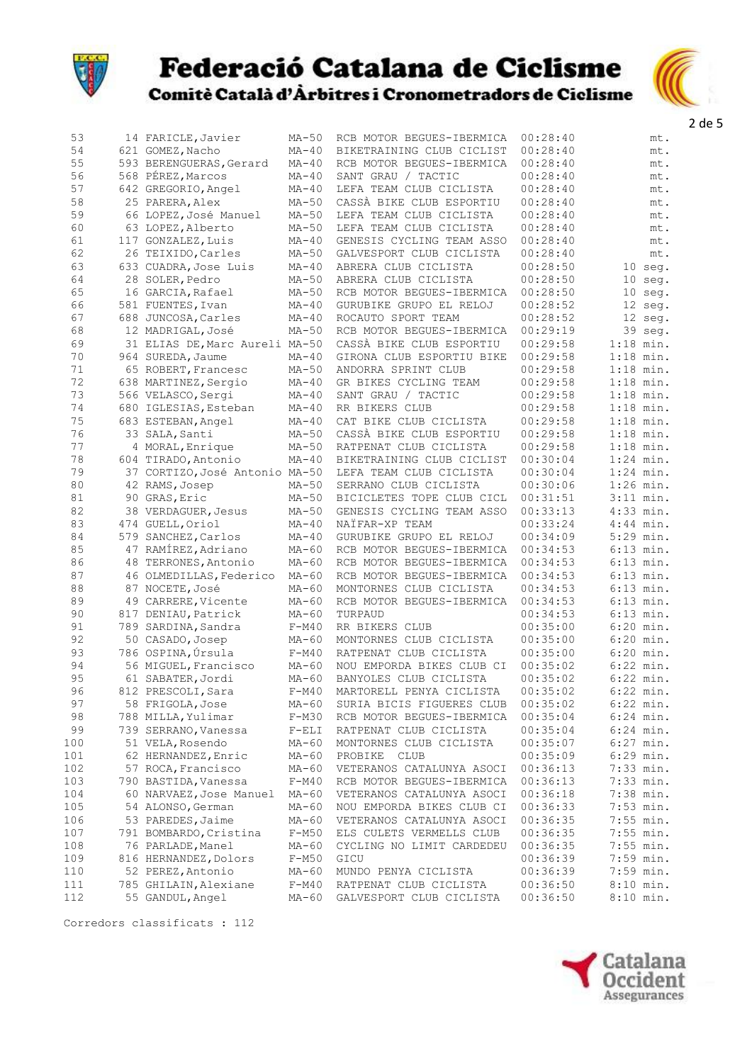# Federació Catalana de Ciclisme

## Comitè Català d'Àrbitres i Cronometradors de Ciclisme

| | | | | | | |
|---|---|---|---|---|---|---|
| 53 | 14 | FARICLE, Javier | MA-50 | RCB MOTOR BEGUES-IBERMICA | 00:28:40 | mt. |
| 54 | 621 | GOMEZ, Nacho | MA-40 | BIKETRAINING CLUB CICLIST | 00:28:40 | mt. |
| 55 | 593 | BERENGUERAS, Gerard | MA-40 | RCB MOTOR BEGUES-IBERMICA | 00:28:40 | mt. |
| 56 | 568 | PÉREZ, Marcos | MA-40 | SANT GRAU / TACTIC | 00:28:40 | mt. |
| 57 | 642 | GREGORIO, Angel | MA-40 | LEFA TEAM CLUB CICLISTA | 00:28:40 | mt. |
| 58 | 25 | PARERA, Alex | MA-50 | CASSÀ BIKE CLUB ESPORTIU | 00:28:40 | mt. |
| 59 | 66 | LOPEZ, José Manuel | MA-50 | LEFA TEAM CLUB CICLISTA | 00:28:40 | mt. |
| 60 | 63 | LOPEZ, Alberto | MA-50 | LEFA TEAM CLUB CICLISTA | 00:28:40 | mt. |
| 61 | 117 | GONZALEZ, Luis | MA-40 | GENESIS CYCLING TEAM ASSO | 00:28:40 | mt. |
| 62 | 26 | TEIXIDO, Carles | MA-50 | GALVESPORT CLUB CICLISTA | 00:28:40 | mt. |
| 63 | 633 | CUADRA, Jose Luis | MA-40 | ABRERA CLUB CICLISTA | 00:28:50 | 10 seg. |
| 64 | 28 | SOLER, Pedro | MA-50 | ABRERA CLUB CICLISTA | 00:28:50 | 10 seg. |
| 65 | 16 | GARCIA, Rafael | MA-50 | RCB MOTOR BEGUES-IBERMICA | 00:28:50 | 10 seg. |
| 66 | 581 | FUENTES, Ivan | MA-40 | GURUBIKE GRUPO EL RELOJ | 00:28:52 | 12 seg. |
| 67 | 688 | JUNCOSA, Carles | MA-40 | ROCAUTO SPORT TEAM | 00:28:52 | 12 seg. |
| 68 | 12 | MADRIGAL, José | MA-50 | RCB MOTOR BEGUES-IBERMICA | 00:29:19 | 39 seg. |
| 69 | 31 | ELIAS DE, Marc Aureli | MA-50 | CASSÀ BIKE CLUB ESPORTIU | 00:29:58 | 1:18 min. |
| 70 | 964 | SUREDA, Jaume | MA-40 | GIRONA CLUB ESPORTIU BIKE | 00:29:58 | 1:18 min. |
| 71 | 65 | ROBERT, Francesc | MA-50 | ANDORRA SPRINT CLUB | 00:29:58 | 1:18 min. |
| 72 | 638 | MARTINEZ, Sergio | MA-40 | GR BIKES CYCLING TEAM | 00:29:58 | 1:18 min. |
| 73 | 566 | VELASCO, Sergi | MA-40 | SANT GRAU / TACTIC | 00:29:58 | 1:18 min. |
| 74 | 680 | IGLESIAS, Esteban | MA-40 | RR BIKERS CLUB | 00:29:58 | 1:18 min. |
| 75 | 683 | ESTEBAN, Angel | MA-40 | CAT BIKE CLUB CICLISTA | 00:29:58 | 1:18 min. |
| 76 | 33 | SALA, Santi | MA-50 | CASSÀ BIKE CLUB ESPORTIU | 00:29:58 | 1:18 min. |
| 77 | 4 | MORAL, Enrique | MA-50 | RATPENAT CLUB CICLISTA | 00:29:58 | 1:18 min. |
| 78 | 604 | TIRADO, Antonio | MA-40 | BIKETRAINING CLUB CICLIST | 00:30:04 | 1:24 min. |
| 79 | 37 | CORTIZO, José Antonio | MA-50 | LEFA TEAM CLUB CICLISTA | 00:30:04 | 1:24 min. |
| 80 | 42 | RAMS, Josep | MA-50 | SERRANO CLUB CICLISTA | 00:30:06 | 1:26 min. |
| 81 | 90 | GRAS, Eric | MA-50 | BICICLETES TOPE CLUB CICL | 00:31:51 | 3:11 min. |
| 82 | 38 | VERDAGUER, Jesus | MA-50 | GENESIS CYCLING TEAM ASSO | 00:33:13 | 4:33 min. |
| 83 | 474 | GUELL, Oriol | MA-40 | NAÏFAR-XP TEAM | 00:33:24 | 4:44 min. |
| 84 | 579 | SANCHEZ, Carlos | MA-40 | GURUBIKE GRUPO EL RELOJ | 00:34:09 | 5:29 min. |
| 85 | 47 | RAMÍREZ, Adriano | MA-60 | RCB MOTOR BEGUES-IBERMICA | 00:34:53 | 6:13 min. |
| 86 | 48 | TERRONES, Antonio | MA-60 | RCB MOTOR BEGUES-IBERMICA | 00:34:53 | 6:13 min. |
| 87 | 46 | OLMEDILLAS, Federico | MA-60 | RCB MOTOR BEGUES-IBERMICA | 00:34:53 | 6:13 min. |
| 88 | 87 | NOCETE, José | MA-60 | MONTORNES CLUB CICLISTA | 00:34:53 | 6:13 min. |
| 89 | 49 | CARRERE, Vicente | MA-60 | RCB MOTOR BEGUES-IBERMICA | 00:34:53 | 6:13 min. |
| 90 | 817 | DENIAU, Patrick | MA-60 | TURPAUD | 00:34:53 | 6:13 min. |
| 91 | 789 | SARDINA, Sandra | F-M40 | RR BIKERS CLUB | 00:35:00 | 6:20 min. |
| 92 | 50 | CASADO, Josep | MA-60 | MONTORNES CLUB CICLISTA | 00:35:00 | 6:20 min. |
| 93 | 786 | OSPINA, Úrsula | F-M40 | RATPENAT CLUB CICLISTA | 00:35:00 | 6:20 min. |
| 94 | 56 | MIGUEL, Francisco | MA-60 | NOU EMPORDA BIKES CLUB CI | 00:35:02 | 6:22 min. |
| 95 | 61 | SABATER, Jordi | MA-60 | BANYOLES CLUB CICLISTA | 00:35:02 | 6:22 min. |
| 96 | 812 | PRESCOLI, Sara | F-M40 | MARTORELL PENYA CICLISTA | 00:35:02 | 6:22 min. |
| 97 | 58 | FRIGOLA, Jose | MA-60 | SURIA BICIS FIGUERES CLUB | 00:35:02 | 6:22 min. |
| 98 | 788 | MILLA, Yulimar | F-M30 | RCB MOTOR BEGUES-IBERMICA | 00:35:04 | 6:24 min. |
| 99 | 739 | SERRANO, Vanessa | F-ELI | RATPENAT CLUB CICLISTA | 00:35:04 | 6:24 min. |
| 100 | 51 | VELA, Rosendo | MA-60 | MONTORNES CLUB CICLISTA | 00:35:07 | 6:27 min. |
| 101 | 62 | HERNANDEZ, Enric | MA-60 | PROBIKE CLUB | 00:35:09 | 6:29 min. |
| 102 | 57 | ROCA, Francisco | MA-60 | VETERANOS CATALUNYA ASOCI | 00:36:13 | 7:33 min. |
| 103 | 790 | BASTIDA, Vanessa | F-M40 | RCB MOTOR BEGUES-IBERMICA | 00:36:13 | 7:33 min. |
| 104 | 60 | NARVAEZ, Jose Manuel | MA-60 | VETERANOS CATALUNYA ASOCI | 00:36:18 | 7:38 min. |
| 105 | 54 | ALONSO, German | MA-60 | NOU EMPORDA BIKES CLUB CI | 00:36:33 | 7:53 min. |
| 106 | 53 | PAREDES, Jaime | MA-60 | VETERANOS CATALUNYA ASOCI | 00:36:35 | 7:55 min. |
| 107 | 791 | BOMBARDO, Cristina | F-M50 | ELS CULETS VERMELLS CLUB | 00:36:35 | 7:55 min. |
| 108 | 76 | PARLADE, Manel | MA-60 | CYCLING NO LIMIT CARDEDEU | 00:36:35 | 7:55 min. |
| 109 | 816 | HERNANDEZ, Dolors | F-M50 | GICU | 00:36:39 | 7:59 min. |
| 110 | 52 | PEREZ, Antonio | MA-60 | MUNDO PENYA CICLISTA | 00:36:39 | 7:59 min. |
| 111 | 785 | GHILAIN, Alexiane | F-M40 | RATPENAT CLUB CICLISTA | 00:36:50 | 8:10 min. |
| 112 | 55 | GANDUL, Angel | MA-60 | GALVESPORT CLUB CICLISTA | 00:36:50 | 8:10 min. |

Corredors classificats : 112

Catalana Occident Assegurances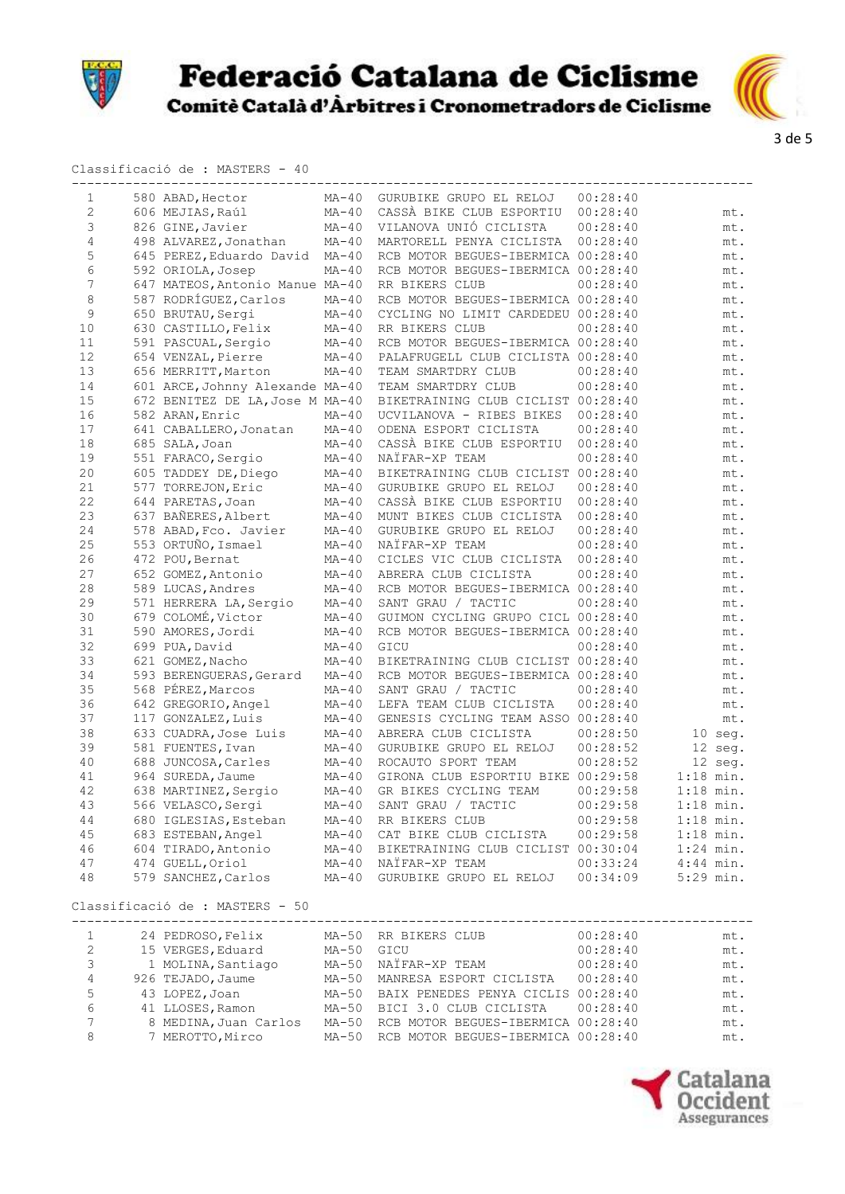# Federació Catalana de Ciclisme

## Comitè Català d'Àrbitres i Cronometradors de Ciclisme

Classificació de : MASTERS - 40

| Pos | Dorsal | Nom | Cat | Equip | Temps | Dif |
|---|---|---|---|---|---|---|
| 1 | 580 | ABAD,Hector | MA-40 | GURUBIKE GRUPO EL RELOJ | 00:28:40 | |
| 2 | 606 | MEJIAS,Raúl | MA-40 | CASSÀ BIKE CLUB ESPORTIU | 00:28:40 | mt. |
| 3 | 826 | GINE,Javier | MA-40 | VILANOVA UNIÓ CICLISTA | 00:28:40 | mt. |
| 4 | 498 | ALVAREZ,Jonathan | MA-40 | MARTORELL PENYA CICLISTA | 00:28:40 | mt. |
| 5 | 645 | PEREZ,Eduardo David | MA-40 | RCB MOTOR BEGUES-IBERMICA | 00:28:40 | mt. |
| 6 | 592 | ORIOLA,Josep | MA-40 | RCB MOTOR BEGUES-IBERMICA | 00:28:40 | mt. |
| 7 | 647 | MATEOS,Antonio Manue | MA-40 | RR BIKERS CLUB | 00:28:40 | mt. |
| 8 | 587 | RODRÍGUEZ,Carlos | MA-40 | RCB MOTOR BEGUES-IBERMICA | 00:28:40 | mt. |
| 9 | 650 | BRUTAU,Sergi | MA-40 | CYCLING NO LIMIT CARDEDEU | 00:28:40 | mt. |
| 10 | 630 | CASTILLO,Felix | MA-40 | RR BIKERS CLUB | 00:28:40 | mt. |
| 11 | 591 | PASCUAL,Sergio | MA-40 | RCB MOTOR BEGUES-IBERMICA | 00:28:40 | mt. |
| 12 | 654 | VENZAL,Pierre | MA-40 | PALAFRUGELL CLUB CICLISTA | 00:28:40 | mt. |
| 13 | 656 | MERRITT,Marton | MA-40 | TEAM SMARTDRY CLUB | 00:28:40 | mt. |
| 14 | 601 | ARCE,Johnny Alexande | MA-40 | TEAM SMARTDRY CLUB | 00:28:40 | mt. |
| 15 | 672 | BENITEZ DE LA,Jose M | MA-40 | BIKETRAINING CLUB CICLIST | 00:28:40 | mt. |
| 16 | 582 | ARAN,Enric | MA-40 | UCVILANOVA - RIBES BIKES | 00:28:40 | mt. |
| 17 | 641 | CABALLERO,Jonatan | MA-40 | ODENA ESPORT CICLISTA | 00:28:40 | mt. |
| 18 | 685 | SALA,Joan | MA-40 | CASSÀ BIKE CLUB ESPORTIU | 00:28:40 | mt. |
| 19 | 551 | FARACO,Sergio | MA-40 | NAÏFAR-XP TEAM | 00:28:40 | mt. |
| 20 | 605 | TADDEY DE,Diego | MA-40 | BIKETRAINING CLUB CICLIST | 00:28:40 | mt. |
| 21 | 577 | TORREJON,Eric | MA-40 | GURUBIKE GRUPO EL RELOJ | 00:28:40 | mt. |
| 22 | 644 | PARETAS,Joan | MA-40 | CASSÀ BIKE CLUB ESPORTIU | 00:28:40 | mt. |
| 23 | 637 | BAÑERES,Albert | MA-40 | MUNT BIKES CLUB CICLISTA | 00:28:40 | mt. |
| 24 | 578 | ABAD,Fco. Javier | MA-40 | GURUBIKE GRUPO EL RELOJ | 00:28:40 | mt. |
| 25 | 553 | ORTUÑO,Ismael | MA-40 | NAÏFAR-XP TEAM | 00:28:40 | mt. |
| 26 | 472 | POU,Bernat | MA-40 | CICLES VIC CLUB CICLISTA | 00:28:40 | mt. |
| 27 | 652 | GOMEZ,Antonio | MA-40 | ABRERA CLUB CICLISTA | 00:28:40 | mt. |
| 28 | 589 | LUCAS,Andres | MA-40 | RCB MOTOR BEGUES-IBERMICA | 00:28:40 | mt. |
| 29 | 571 | HERRERA LA,Sergio | MA-40 | SANT GRAU / TACTIC | 00:28:40 | mt. |
| 30 | 679 | COLOMÉ,Victor | MA-40 | GUIMON CYCLING GRUPO CICL | 00:28:40 | mt. |
| 31 | 590 | AMORES,Jordi | MA-40 | RCB MOTOR BEGUES-IBERMICA | 00:28:40 | mt. |
| 32 | 699 | PUA,David | MA-40 | GICU | 00:28:40 | mt. |
| 33 | 621 | GOMEZ,Nacho | MA-40 | BIKETRAINING CLUB CICLIST | 00:28:40 | mt. |
| 34 | 593 | BERENGUERAS,Gerard | MA-40 | RCB MOTOR BEGUES-IBERMICA | 00:28:40 | mt. |
| 35 | 568 | PÉREZ,Marcos | MA-40 | SANT GRAU / TACTIC | 00:28:40 | mt. |
| 36 | 642 | GREGORIO,Angel | MA-40 | LEFA TEAM CLUB CICLISTA | 00:28:40 | mt. |
| 37 | 117 | GONZALEZ,Luis | MA-40 | GENESIS CYCLING TEAM ASSO | 00:28:40 | mt. |
| 38 | 633 | CUADRA,Jose Luis | MA-40 | ABRERA CLUB CICLISTA | 00:28:50 | 10 seg. |
| 39 | 581 | FUENTES,Ivan | MA-40 | GURUBIKE GRUPO EL RELOJ | 00:28:52 | 12 seg. |
| 40 | 688 | JUNCOSA,Carles | MA-40 | ROCAUTO SPORT TEAM | 00:28:52 | 12 seg. |
| 41 | 964 | SUREDA,Jaume | MA-40 | GIRONA CLUB ESPORTIU BIKE | 00:29:58 | 1:18 min. |
| 42 | 638 | MARTINEZ,Sergio | MA-40 | GR BIKES CYCLING TEAM | 00:29:58 | 1:18 min. |
| 43 | 566 | VELASCO,Sergi | MA-40 | SANT GRAU / TACTIC | 00:29:58 | 1:18 min. |
| 44 | 680 | IGLESIAS,Esteban | MA-40 | RR BIKERS CLUB | 00:29:58 | 1:18 min. |
| 45 | 683 | ESTEBAN,Angel | MA-40 | CAT BIKE CLUB CICLISTA | 00:29:58 | 1:18 min. |
| 46 | 604 | TIRADO,Antonio | MA-40 | BIKETRAINING CLUB CICLIST | 00:30:04 | 1:24 min. |
| 47 | 474 | GUELL,Oriol | MA-40 | NAÏFAR-XP TEAM | 00:33:24 | 4:44 min. |
| 48 | 579 | SANCHEZ,Carlos | MA-40 | GURUBIKE GRUPO EL RELOJ | 00:34:09 | 5:29 min. |

Classificació de : MASTERS - 50

| Pos | Dorsal | Nom | Cat | Equip | Temps | Dif |
|---|---|---|---|---|---|---|
| 1 | 24 | PEDROSO,Felix | MA-50 | RR BIKERS CLUB | 00:28:40 | mt. |
| 2 | 15 | VERGES,Eduard | MA-50 | GICU | 00:28:40 | mt. |
| 3 | 1 | MOLINA,Santiago | MA-50 | NAÏFAR-XP TEAM | 00:28:40 | mt. |
| 4 | 926 | TEJADO,Jaume | MA-50 | MANRESA ESPORT CICLISTA | 00:28:40 | mt. |
| 5 | 43 | LOPEZ,Joan | MA-50 | BAIX PENEDES PENYA CICLIS | 00:28:40 | mt. |
| 6 | 41 | LLOSES,Ramon | MA-50 | BICI 3.0 CLUB CICLISTA | 00:28:40 | mt. |
| 7 | 8 | MEDINA,Juan Carlos | MA-50 | RCB MOTOR BEGUES-IBERMICA | 00:28:40 | mt. |
| 8 | 7 | MEROTTO,Mirco | MA-50 | RCB MOTOR BEGUES-IBERMICA | 00:28:40 | mt. |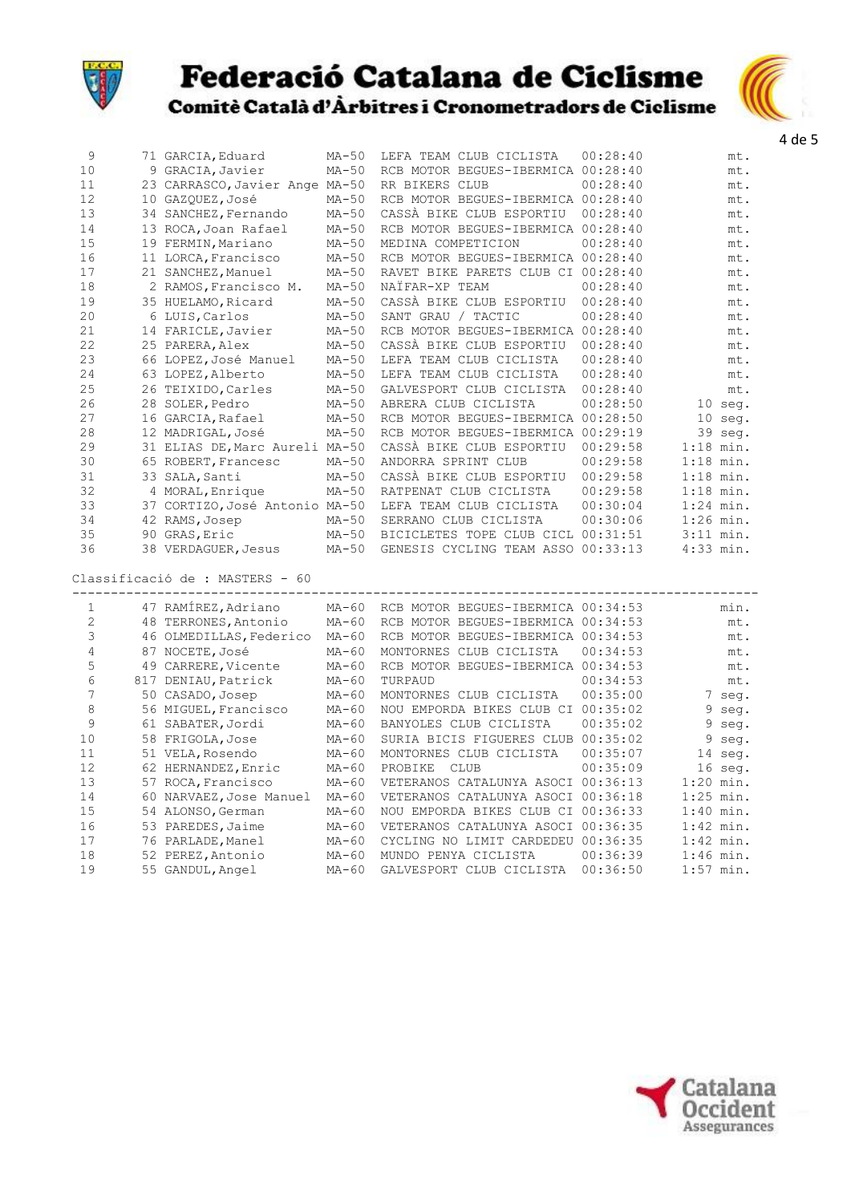# Federació Catalana de Ciclisme

## Comitè Català d'Àrbitres i Cronometradors de Ciclisme

| Pos | Dorsal | Nom | Cat. | Equip | Temps | Dif. |
|---|---|---|---|---|---|---|
| 9 | 71 | GARCIA,Eduard | MA-50 | LEFA TEAM CLUB CICLISTA | 00:28:40 | mt. |
| 10 | 9 | GRACIA,Javier | MA-50 | RCB MOTOR BEGUES-IBERMICA | 00:28:40 | mt. |
| 11 | 23 | CARRASCO,Javier Ange | MA-50 | RR BIKERS CLUB | 00:28:40 | mt. |
| 12 | 10 | GAZQUEZ,José | MA-50 | RCB MOTOR BEGUES-IBERMICA | 00:28:40 | mt. |
| 13 | 34 | SANCHEZ,Fernando | MA-50 | CASSÀ BIKE CLUB ESPORTIU | 00:28:40 | mt. |
| 14 | 13 | ROCA,Joan Rafael | MA-50 | RCB MOTOR BEGUES-IBERMICA | 00:28:40 | mt. |
| 15 | 19 | FERMIN,Mariano | MA-50 | MEDINA COMPETICION | 00:28:40 | mt. |
| 16 | 11 | LORCA,Francisco | MA-50 | RCB MOTOR BEGUES-IBERMICA | 00:28:40 | mt. |
| 17 | 21 | SANCHEZ,Manuel | MA-50 | RAVET BIKE PARETS CLUB CI | 00:28:40 | mt. |
| 18 | 2 | RAMOS,Francisco M. | MA-50 | NAÏFAR-XP TEAM | 00:28:40 | mt. |
| 19 | 35 | HUELAMO,Ricard | MA-50 | CASSÀ BIKE CLUB ESPORTIU | 00:28:40 | mt. |
| 20 | 6 | LUIS,Carlos | MA-50 | SANT GRAU / TACTIC | 00:28:40 | mt. |
| 21 | 14 | FARICLE,Javier | MA-50 | RCB MOTOR BEGUES-IBERMICA | 00:28:40 | mt. |
| 22 | 25 | PARERA,Alex | MA-50 | CASSÀ BIKE CLUB ESPORTIU | 00:28:40 | mt. |
| 23 | 66 | LOPEZ,José Manuel | MA-50 | LEFA TEAM CLUB CICLISTA | 00:28:40 | mt. |
| 24 | 63 | LOPEZ,Alberto | MA-50 | LEFA TEAM CLUB CICLISTA | 00:28:40 | mt. |
| 25 | 26 | TEIXIDO,Carles | MA-50 | GALVESPORT CLUB CICLISTA | 00:28:40 | mt. |
| 26 | 28 | SOLER,Pedro | MA-50 | ABRERA CLUB CICLISTA | 00:28:50 | 10 seg. |
| 27 | 16 | GARCIA,Rafael | MA-50 | RCB MOTOR BEGUES-IBERMICA | 00:28:50 | 10 seg. |
| 28 | 12 | MADRIGAL,José | MA-50 | RCB MOTOR BEGUES-IBERMICA | 00:29:19 | 39 seg. |
| 29 | 31 | ELIAS DE,Marc Aureli | MA-50 | CASSÀ BIKE CLUB ESPORTIU | 00:29:58 | 1:18 min. |
| 30 | 65 | ROBERT,Francesc | MA-50 | ANDORRA SPRINT CLUB | 00:29:58 | 1:18 min. |
| 31 | 33 | SALA,Santi | MA-50 | CASSÀ BIKE CLUB ESPORTIU | 00:29:58 | 1:18 min. |
| 32 | 4 | MORAL,Enrique | MA-50 | RATPENAT CLUB CICLISTA | 00:29:58 | 1:18 min. |
| 33 | 37 | CORTIZO,José Antonio | MA-50 | LEFA TEAM CLUB CICLISTA | 00:30:04 | 1:24 min. |
| 34 | 42 | RAMS,Josep | MA-50 | SERRANO CLUB CICLISTA | 00:30:06 | 1:26 min. |
| 35 | 90 | GRAS,Eric | MA-50 | BICICLETES TOPE CLUB CICL | 00:31:51 | 3:11 min. |
| 36 | 38 | VERDAGUER,Jesus | MA-50 | GENESIS CYCLING TEAM ASSO | 00:33:13 | 4:33 min. |

Classificació de : MASTERS - 60

| Pos | Dorsal | Nom | Cat. | Equip | Temps | Dif. |
|---|---|---|---|---|---|---|
| 1 | 47 | RAMÍREZ,Adriano | MA-60 | RCB MOTOR BEGUES-IBERMICA | 00:34:53 | min. |
| 2 | 48 | TERRONES,Antonio | MA-60 | RCB MOTOR BEGUES-IBERMICA | 00:34:53 | mt. |
| 3 | 46 | OLMEDILLAS,Federico | MA-60 | RCB MOTOR BEGUES-IBERMICA | 00:34:53 | mt. |
| 4 | 87 | NOCETE,José | MA-60 | MONTORNES CLUB CICLISTA | 00:34:53 | mt. |
| 5 | 49 | CARRERE,Vicente | MA-60 | RCB MOTOR BEGUES-IBERMICA | 00:34:53 | mt. |
| 6 | 817 | DENIAU,Patrick | MA-60 | TURPAUD | 00:34:53 | mt. |
| 7 | 50 | CASADO,Josep | MA-60 | MONTORNES CLUB CICLISTA | 00:35:00 | 7 seg. |
| 8 | 56 | MIGUEL,Francisco | MA-60 | NOU EMPORDA BIKES CLUB CI | 00:35:02 | 9 seg. |
| 9 | 61 | SABATER,Jordi | MA-60 | BANYOLES CLUB CICLISTA | 00:35:02 | 9 seg. |
| 10 | 58 | FRIGOLA,Jose | MA-60 | SURIA BICIS FIGUERES CLUB | 00:35:02 | 9 seg. |
| 11 | 51 | VELA,Rosendo | MA-60 | MONTORNES CLUB CICLISTA | 00:35:07 | 14 seg. |
| 12 | 62 | HERNANDEZ,Enric | MA-60 | PROBIKE CLUB | 00:35:09 | 16 seg. |
| 13 | 57 | ROCA,Francisco | MA-60 | VETERANOS CATALUNYA ASOCI | 00:36:13 | 1:20 min. |
| 14 | 60 | NARVAEZ,Jose Manuel | MA-60 | VETERANOS CATALUNYA ASOCI | 00:36:18 | 1:25 min. |
| 15 | 54 | ALONSO,German | MA-60 | NOU EMPORDA BIKES CLUB CI | 00:36:33 | 1:40 min. |
| 16 | 53 | PAREDES,Jaime | MA-60 | VETERANOS CATALUNYA ASOCI | 00:36:35 | 1:42 min. |
| 17 | 76 | PARLADE,Manel | MA-60 | CYCLING NO LIMIT CARDEDEU | 00:36:35 | 1:42 min. |
| 18 | 52 | PEREZ,Antonio | MA-60 | MUNDO PENYA CICLISTA | 00:36:39 | 1:46 min. |
| 19 | 55 | GANDUL,Angel | MA-60 | GALVESPORT CLUB CICLISTA | 00:36:50 | 1:57 min. |

Catalana Occident Assegurances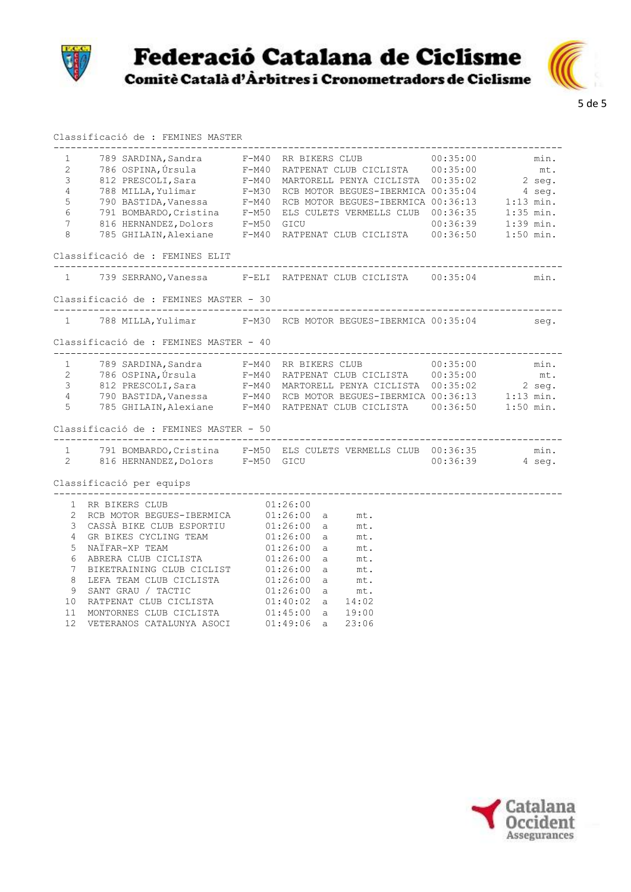# Federació Catalana de Ciclisme

## Comitè Català d'Àrbitres i Cronometradors de Ciclisme

Classificació de : FEMINES MASTER

| | | | | | | |
|---|---|---|---|---|---|---|
| 1 | 789 | SARDINA,Sandra | F-M40 | RR BIKERS CLUB | 00:35:00 | min. |
| 2 | 786 | OSPINA,Úrsula | F-M40 | RATPENAT CLUB CICLISTA | 00:35:00 | mt. |
| 3 | 812 | PRESCOLI,Sara | F-M40 | MARTORELL PENYA CICLISTA | 00:35:02 | 2 seg. |
| 4 | 788 | MILLA,Yulimar | F-M30 | RCB MOTOR BEGUES-IBERMICA | 00:35:04 | 4 seg. |
| 5 | 790 | BASTIDA,Vanessa | F-M40 | RCB MOTOR BEGUES-IBERMICA | 00:36:13 | 1:13 min. |
| 6 | 791 | BOMBARDO,Cristina | F-M50 | ELS CULETS VERMELLS CLUB | 00:36:35 | 1:35 min. |
| 7 | 816 | HERNANDEZ,Dolors | F-M50 | GICU | 00:36:39 | 1:39 min. |
| 8 | 785 | GHILAIN,Alexiane | F-M40 | RATPENAT CLUB CICLISTA | 00:36:50 | 1:50 min. |

Classificació de : FEMINES ELIT

| | | | | | | |
|---|---|---|---|---|---|---|
| 1 | 739 | SERRANO,Vanessa | F-ELI | RATPENAT CLUB CICLISTA | 00:35:04 | min. |

Classificació de : FEMINES MASTER - 30

| | | | | | | |
|---|---|---|---|---|---|---|
| 1 | 788 | MILLA,Yulimar | F-M30 | RCB MOTOR BEGUES-IBERMICA | 00:35:04 | seg. |

Classificació de : FEMINES MASTER - 40

| | | | | | | |
|---|---|---|---|---|---|---|
| 1 | 789 | SARDINA,Sandra | F-M40 | RR BIKERS CLUB | 00:35:00 | min. |
| 2 | 786 | OSPINA,Úrsula | F-M40 | RATPENAT CLUB CICLISTA | 00:35:00 | mt. |
| 3 | 812 | PRESCOLI,Sara | F-M40 | MARTORELL PENYA CICLISTA | 00:35:02 | 2 seg. |
| 4 | 790 | BASTIDA,Vanessa | F-M40 | RCB MOTOR BEGUES-IBERMICA | 00:36:13 | 1:13 min. |
| 5 | 785 | GHILAIN,Alexiane | F-M40 | RATPENAT CLUB CICLISTA | 00:36:50 | 1:50 min. |

Classificació de : FEMINES MASTER - 50

| | | | | | | |
|---|---|---|---|---|---|---|
| 1 | 791 | BOMBARDO,Cristina | F-M50 | ELS CULETS VERMELLS CLUB | 00:36:35 | min. |
| 2 | 816 | HERNANDEZ,Dolors | F-M50 | GICU | 00:36:39 | 4 seg. |

Classificació per equips

| | | | | |
|---|---|---|---|---|
| 1 | RR BIKERS CLUB | 01:26:00 | | |
| 2 | RCB MOTOR BEGUES-IBERMICA | 01:26:00 | a | mt. |
| 3 | CASSÀ BIKE CLUB ESPORTIU | 01:26:00 | a | mt. |
| 4 | GR BIKES CYCLING TEAM | 01:26:00 | a | mt. |
| 5 | NAÏFAR-XP TEAM | 01:26:00 | a | mt. |
| 6 | ABRERA CLUB CICLISTA | 01:26:00 | a | mt. |
| 7 | BIKETRAINING CLUB CICLIST | 01:26:00 | a | mt. |
| 8 | LEFA TEAM CLUB CICLISTA | 01:26:00 | a | mt. |
| 9 | SANT GRAU / TACTIC | 01:26:00 | a | mt. |
| 10 | RATPENAT CLUB CICLISTA | 01:40:02 | a | 14:02 |
| 11 | MONTORNES CLUB CICLISTA | 01:45:00 | a | 19:00 |
| 12 | VETERANOS CATALUNYA ASOCI | 01:49:06 | a | 23:06 |

Catalana Occident Assegurances